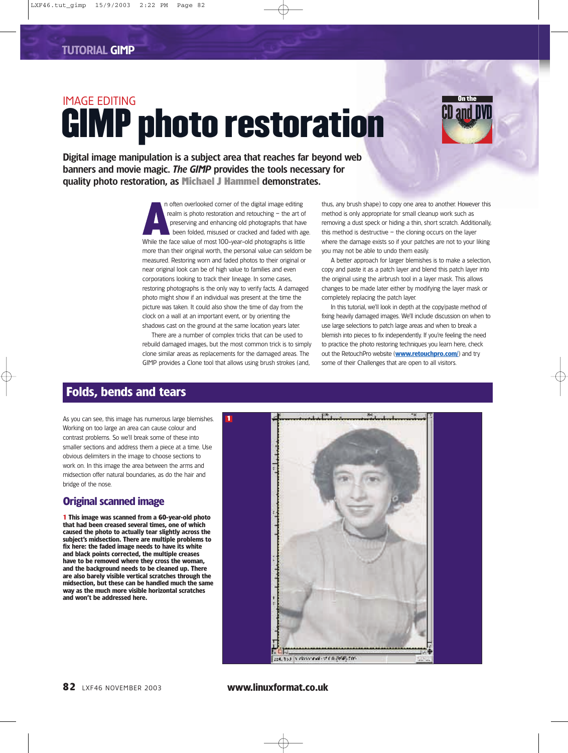IMAGE EDITING

# GIMP photo restoration

**Digital image manipulation is a subject area that reaches far beyond web banners and movie magic. *The GIMP* provides the tools necessary for quality photo restoration, as Michael J Hammel demonstrates.**

An often overlooked corner of the digital image editing realm is photo restoration and retouching – the art of preserving and enhancing old photographs that have been folded, misused or cracked and faded with age. While the face value of most 100-year-old photographs is little more than their original worth, the personal value can seldom be measured. Restoring worn and faded photos to their original or near original look can be of high value to families and even corporations looking to track their lineage. In some cases, restoring photographs is the only way to verify facts. A damaged photo might show if an individual was present at the time the picture was taken. It could also show the time of day from the clock on a wall at an important event, or by orienting the shadows cast on the ground at the same location years later.

There are a number of complex tricks that can be used to rebuild damaged images, but the most common trick is to simply clone similar areas as replacements for the damaged areas. The GIMP provides a Clone tool that allows using brush strokes (and, thus, any brush shape) to copy one area to another. However this method is only appropriate for small cleanup work such as removing a dust speck or hiding a thin, short scratch. Additionally, this method is destructive – the cloning occurs on the layer where the damage exists so if your patches are not to your liking you may not be able to undo them easily.

A better approach for larger blemishes is to make a selection, copy and paste it as a patch layer and blend this patch layer into the original using the airbrush tool in a layer mask. This allows changes to be made later either by modifying the layer mask or completely replacing the patch layer.

In this tutorial, we'll look in depth at the copy/paste method of fixing heavily damaged images. We'll include discussion on when to use large selections to patch large areas and when to break a blemish into pieces to fix independently. If you're feeling the need to practice the photo restoring techniques you learn here, check out the RetouchPro website (**www.retouchpro.com/**) and try some of their Challenges that are open to all visitors.

## Folds, bends and tears

As you can see, this image has numerous large blemishes. Working on too large an area can cause colour and contrast problems. So we'll break some of these into smaller sections and address them a piece at a time. Use obvious delimiters in the image to choose sections to work on. In this image the area between the arms and midsection offer natural boundaries, as do the hair and bridge of the nose.

### Original scanned image

**1 This image was scanned from a 60-year-old photo that had been creased several times, one of which caused the photo to actually tear slightly across the subject's midsection. There are multiple problems to fix here: the faded image needs to have its white and black points corrected, the multiple creases have to be removed where they cross the woman, and the background needs to be cleaned up. There are also barely visible vertical scratches through the midsection, but these can be handled much the same way as the much more visible horizontal scratches and won't be addressed here.**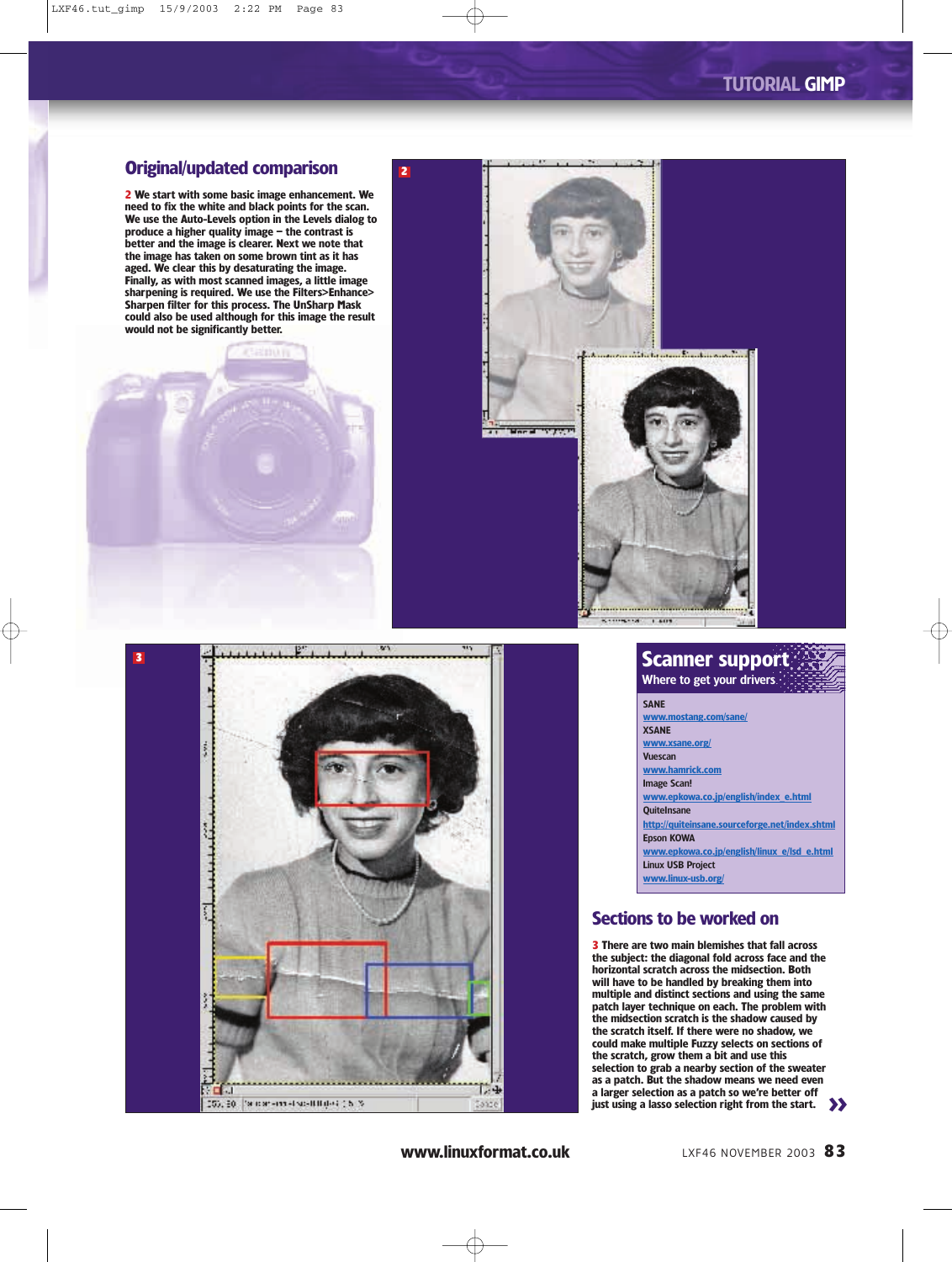## Original/updated comparison

**2 We start with some basic image enhancement. We need to fix the white and black points for the scan. We use the Auto-Levels option in the Levels dialog to produce a higher quality image – the contrast is better and the image is clearer. Next we note that the image has taken on some brown tint as it has aged. We clear this by desaturating the image. Finally, as with most scanned images, a little image sharpening is required. We use the Filters>Enhance> Sharpen filter for this process. The UnSharp Mask could also be used although for this image the result would not be significantly better.**

## Scanner support

**Where to get your drivers**

SANE
www.mostang.com/sane/

XSANE
www.xsane.org/

Vuescan
www.hamrick.com

Image Scan!
www.epkowa.co.jp/english/index_e.html

QuiteInsane
http://quiteinsane.sourceforge.net/index.shtml

Epson KOWA
www.epkowa.co.jp/english/linux_e/lsd_e.html

Linux USB Project
www.linux-usb.org/

## Sections to be worked on

**3 There are two main blemishes that fall across the subject: the diagonal fold across face and the horizontal scratch across the midsection. Both will have to be handled by breaking them into multiple and distinct sections and using the same patch layer technique on each. The problem with the midsection scratch is the shadow caused by the scratch itself. If there were no shadow, we could make multiple Fuzzy selects on sections of the scratch, grow them a bit and use this selection to grab a nearby section of the sweater as a patch. But the shadow means we need even a larger selection as a patch so we're better off just using a lasso selection right from the start.** »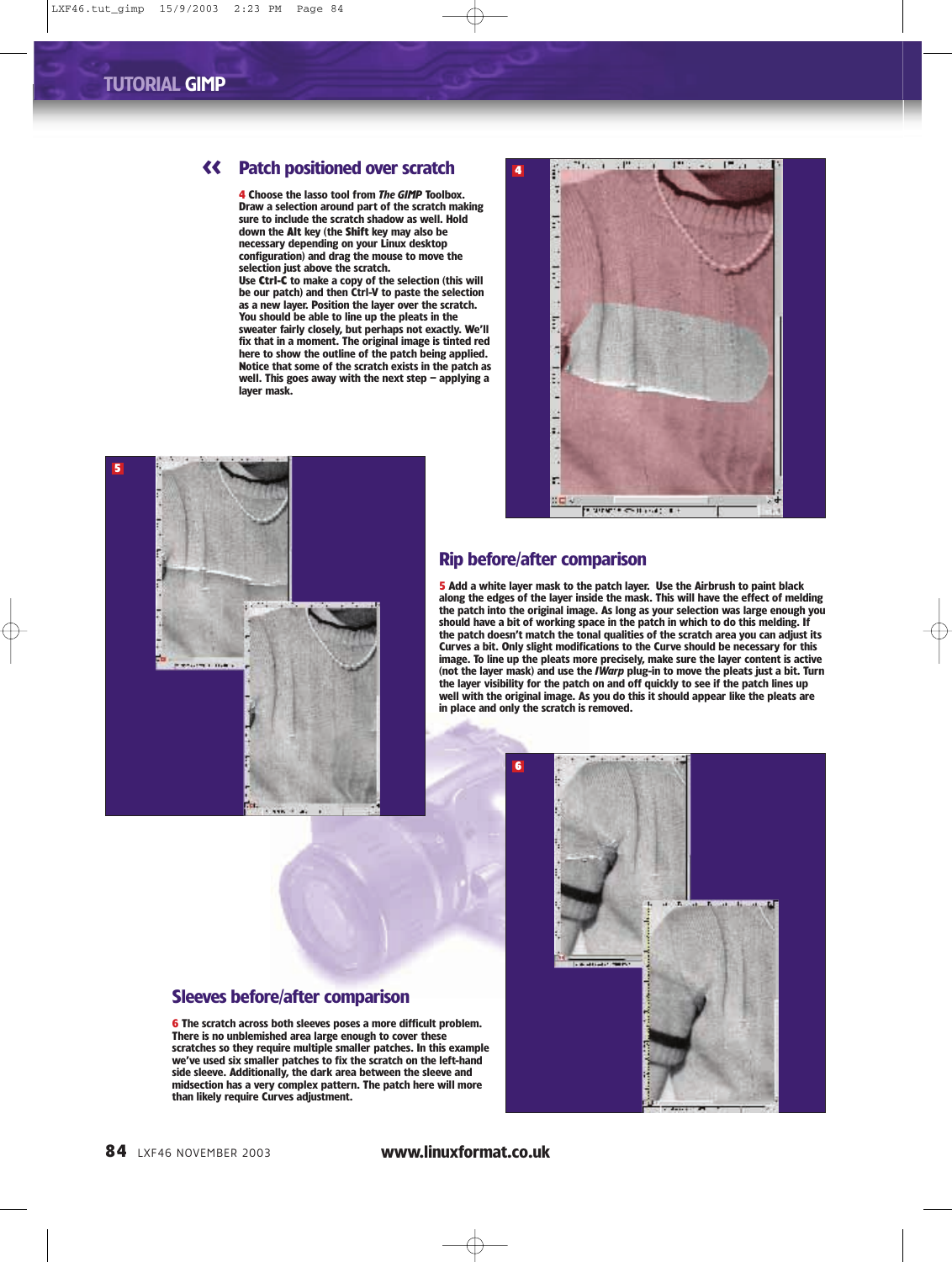## Patch positioned over scratch

**4** Choose the lasso tool from *The GIMP* Toolbox. Draw a selection around part of the scratch making sure to include the scratch shadow as well. Hold down the **Alt** key (the **Shift** key may also be necessary depending on your Linux desktop configuration) and drag the mouse to move the selection just above the scratch.
Use **Ctrl-C** to make a copy of the selection (this will be our patch) and then **Ctrl-V** to paste the selection as a new layer. Position the layer over the scratch. You should be able to line up the pleats in the sweater fairly closely, but perhaps not exactly. We'll fix that in a moment. The original image is tinted red here to show the outline of the patch being applied. Notice that some of the scratch exists in the patch as well. This goes away with the next step – applying a layer mask.

## Rip before/after comparison

**5** Add a white layer mask to the patch layer. Use the Airbrush to paint black along the edges of the layer inside the mask. This will have the effect of melding the patch into the original image. As long as your selection was large enough you should have a bit of working space in the patch in which to do this melding. If the patch doesn't match the tonal qualities of the scratch area you can adjust its Curves a bit. Only slight modifications to the Curve should be necessary for this image. To line up the pleats more precisely, make sure the layer content is active (not the layer mask) and use the *IWarp* plug-in to move the pleats just a bit. Turn the layer visibility for the patch on and off quickly to see if the patch lines up well with the original image. As you do this it should appear like the pleats are in place and only the scratch is removed.

## Sleeves before/after comparison

**6** The scratch across both sleeves poses a more difficult problem. There is no unblemished area large enough to cover these scratches so they require multiple smaller patches. In this example we've used six smaller patches to fix the scratch on the left-hand side sleeve. Additionally, the dark area between the sleeve and midsection has a very complex pattern. The patch here will more than likely require Curves adjustment.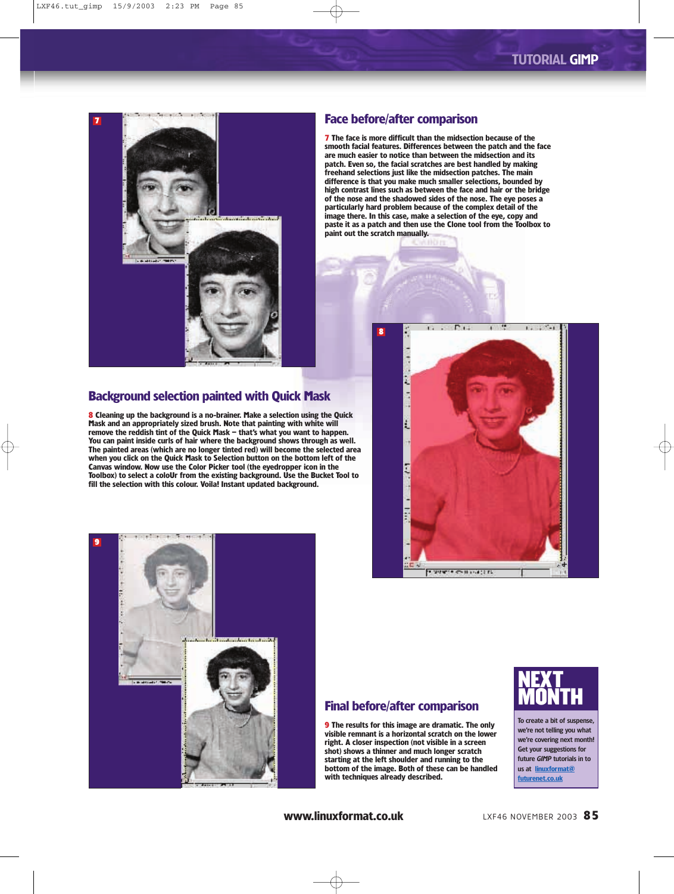## Face before/after comparison

**7** **The face is more difficult than the midsection because of the smooth facial features. Differences between the patch and the face are much easier to notice than between the midsection and its patch. Even so, the facial scratches are best handled by making freehand selections just like the midsection patches. The main difference is that you make much smaller selections, bounded by high contrast lines such as between the face and hair or the bridge of the nose and the shadowed sides of the nose. The eye poses a particularly hard problem because of the complex detail of the image there. In this case, make a selection of the eye, copy and paste it as a patch and then use the Clone tool from the Toolbox to paint out the scratch manually.**

## Background selection painted with Quick Mask

**8** **Cleaning up the background is a no-brainer. Make a selection using the Quick Mask and an appropriately sized brush. Note that painting with white will remove the reddish tint of the Quick Mask – that's what you want to happen. You can paint inside curls of hair where the background shows through as well. The painted areas (which are no longer tinted red) will become the selected area when you click on the Quick Mask to Selection button on the bottom left of the Canvas window. Now use the Color Picker tool (the eyedropper icon in the Toolbox) to select a coloUr from the existing background. Use the Bucket Tool to fill the selection with this colour. Voila! Instant updated background.**

## Final before/after comparison

**9** **The results for this image are dramatic. The only visible remnant is a horizontal scratch on the lower right. A closer inspection (not visible in a screen shot) shows a thinner and much longer scratch starting at the left shoulder and running to the bottom of the image. Both of these can be handled with techniques already described.**

## NEXT MONTH

To create a bit of suspense, we're not telling you what we're covering next month! Get your suggestions for future *GIMP* tutorials in to us at linuxformat@futurenet.co.uk